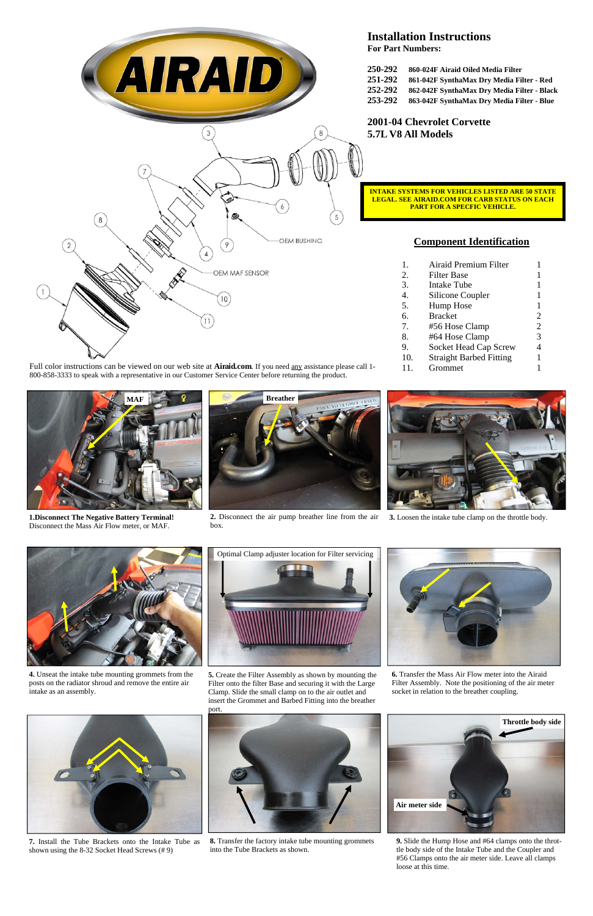# Installation Instructions

**For Part Numbers:**

| | |
|---|---|
| **250-292** | **860-024F Airaid Oiled Media Filter** |
| **251-292** | **861-042F SynthaMax Dry Media Filter - Red** |
| **252-292** | **862-042F SynthaMax Dry Media Filter - Black** |
| **253-292** | **863-042F SynthaMax Dry Media Filter - Blue** |

## 2001-04 Chevrolet Corvette
## 5.7L V8 All Models

**INTAKE SYSTEMS FOR VEHICLES LISTED ARE 50 STATE LEGAL. SEE AIRAID.COM FOR CARB STATUS ON EACH PART FOR A SPECIFIC VEHICLE.**

## Component Identification

| | | |
|---|---|---|
| 1. | Airaid Premium Filter | 1 |
| 2. | Filter Base | 1 |
| 3. | Intake Tube | 1 |
| 4. | Silicone Coupler | 1 |
| 5. | Hump Hose | 1 |
| 6. | Bracket | 2 |
| 7. | #56 Hose Clamp | 2 |
| 8. | #64 Hose Clamp | 3 |
| 9. | Socket Head Cap Screw | 4 |
| 10. | Straight Barbed Fitting | 1 |
| 11. | Grommet | 1 |

Full color instructions can be viewed on our web site at **Airaid.com**. If you need any assistance please call 1-800-858-3333 to speak with a representative in our Customer Service Center before returning the product.

**1. Disconnect The Negative Battery Terminal!** Disconnect the Mass Air Flow meter, or MAF.

**2.** Disconnect the air pump breather line from the air box.

**3.** Loosen the intake tube clamp on the throttle body.

**4.** Unseat the intake tube mounting grommets from the posts on the radiator shroud and remove the entire air intake as an assembly.

Optimal Clamp adjuster location for Filter servicing

**5.** Create the Filter Assembly as shown by mounting the Filter onto the filter Base and securing it with the Large Clamp. Slide the small clamp on to the air outlet and insert the Grommet and Barbed Fitting into the breather port.

**6.** Transfer the Mass Air Flow meter into the Airaid Filter Assembly. Note the positioning of the air meter socket in relation to the breather coupling.

**7.** Install the Tube Brackets onto the Intake Tube as shown using the 8-32 Socket Head Screws (# 9)

**8.** Transfer the factory intake tube mounting grommets into the Tube Brackets as shown.

Throttle body side

Air meter side

**9.** Slide the Hump Hose and #64 clamps onto the throttle body side of the Intake Tube and the Coupler and #56 Clamps onto the air meter side. Leave all clamps loose at this time.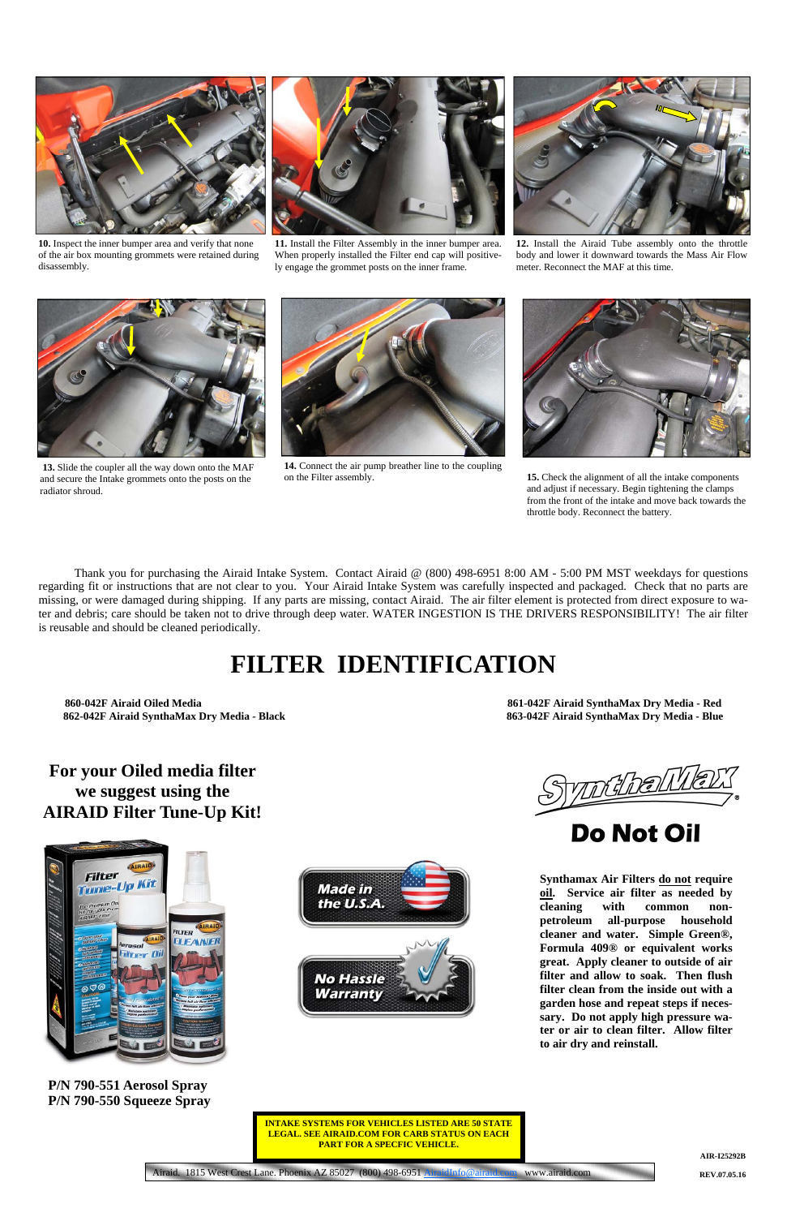**10.** Inspect the inner bumper area and verify that none of the air box mounting grommets were retained during disassembly.

**11.** Install the Filter Assembly in the inner bumper area. When properly installed the Filter end cap will positively engage the grommet posts on the inner frame.

**12.** Install the Airaid Tube assembly onto the throttle body and lower it downward towards the Mass Air Flow meter. Reconnect the MAF at this time.

**13.** Slide the coupler all the way down onto the MAF and secure the Intake grommets onto the posts on the radiator shroud.

**14.** Connect the air pump breather line to the coupling on the Filter assembly.

**15.** Check the alignment of all the intake components and adjust if necessary. Begin tightening the clamps from the front of the intake and move back towards the throttle body. Reconnect the battery.

Thank you for purchasing the Airaid Intake System. Contact Airaid @ (800) 498-6951 8:00 AM - 5:00 PM MST weekdays for questions regarding fit or instructions that are not clear to you. Your Airaid Intake System was carefully inspected and packaged. Check that no parts are missing, or were damaged during shipping. If any parts are missing, contact Airaid. The air filter element is protected from direct exposure to water and debris; care should be taken not to drive through deep water. WATER INGESTION IS THE DRIVERS RESPONSIBILITY! The air filter is reusable and should be cleaned periodically.

# FILTER IDENTIFICATION

**860-042F Airaid Oiled Media**
**862-042F Airaid SynthaMax Dry Media - Black**
**861-042F Airaid SynthaMax Dry Media - Red**
**863-042F Airaid SynthaMax Dry Media - Blue**

## For your Oiled media filter we suggest using the AIRAID Filter Tune-Up Kit!

**P/N 790-551 Aerosol Spray**
**P/N 790-550 Squeeze Spray**

Made in the U.S.A.

No Hassle Warranty

SynthaMax

## Do Not Oil

**Synthamax Air Filters do not require oil. Service air filter as needed by cleaning with common non-petroleum all-purpose household cleaner and water. Simple Green®, Formula 409® or equivalent works great. Apply cleaner to outside of air filter and allow to soak. Then flush filter clean from the inside out with a garden hose and repeat steps if necessary. Do not apply high pressure water or air to clean filter. Allow filter to air dry and reinstall.**

**INTAKE SYSTEMS FOR VEHICLES LISTED ARE 50 STATE LEGAL. SEE AIRAID.COM FOR CARB STATUS ON EACH PART FOR A SPECFIC VEHICLE.**

Airaid. 1815 West Crest Lane. Phoenix AZ 85027 (800) 498-6951 AiraidInfo@airaid.com www.airaid.com

**AIR-I25292B**
**REV.07.05.16**